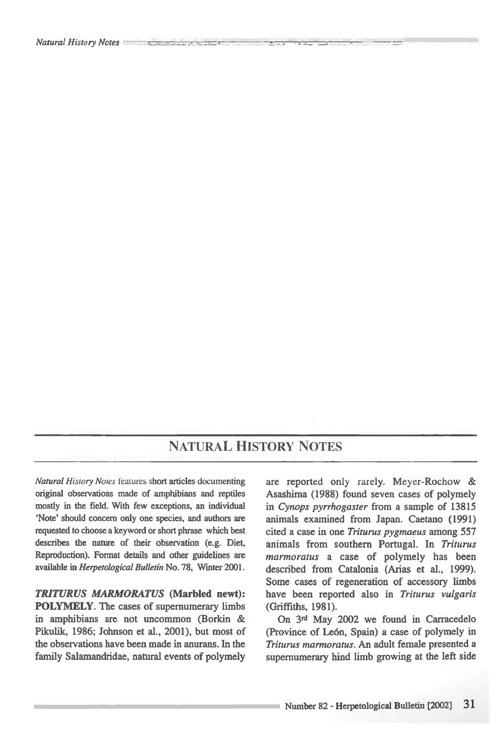## NATURAL HISTORY NOTES

*Natural History Notes* features short articles documenting original observations made of amphibians and reptiles mostly in the field. With few exceptions, an individual 'Note' should concern only one species, and authors are requested to choose a keyword or short phrase which best describes the nature of their observation (e.g. Diet, Reproduction). Format details and other guidelines are available in *Herpetological Bulletin* No. 78, Winter 2001.

***TRITURUS MARMORATUS*** **(Marbled newt): POLYMELY.** The cases of supernumerary limbs in amphibians are not uncommon (Borkin & Pikulik, 1986; Johnson et al., 2001), but most of the observations have been made in anurans. In the family Salamandridae, natural events of polymely are reported only rarely. Meyer-Rochow & Asashima (1988) found seven cases of polymely in *Cynops pyrrhogaster* from a sample of 13815 animals examined from Japan. Caetano (1991) cited a case in one *Triturus pygmaeus* among 557 animals from southern Portugal. In *Triturus marmoratus* a case of polymely has been described from Catalonia (Arias et al., 1999). Some cases of regeneration of accessory limbs have been reported also in *Triturus vulgaris* (Griffiths, 1981).

On 3rd May 2002 we found in Carracedelo (Province of León, Spain) a case of polymely in *Triturus marmoratus*. An adult female presented a supernumerary hind limb growing at the left side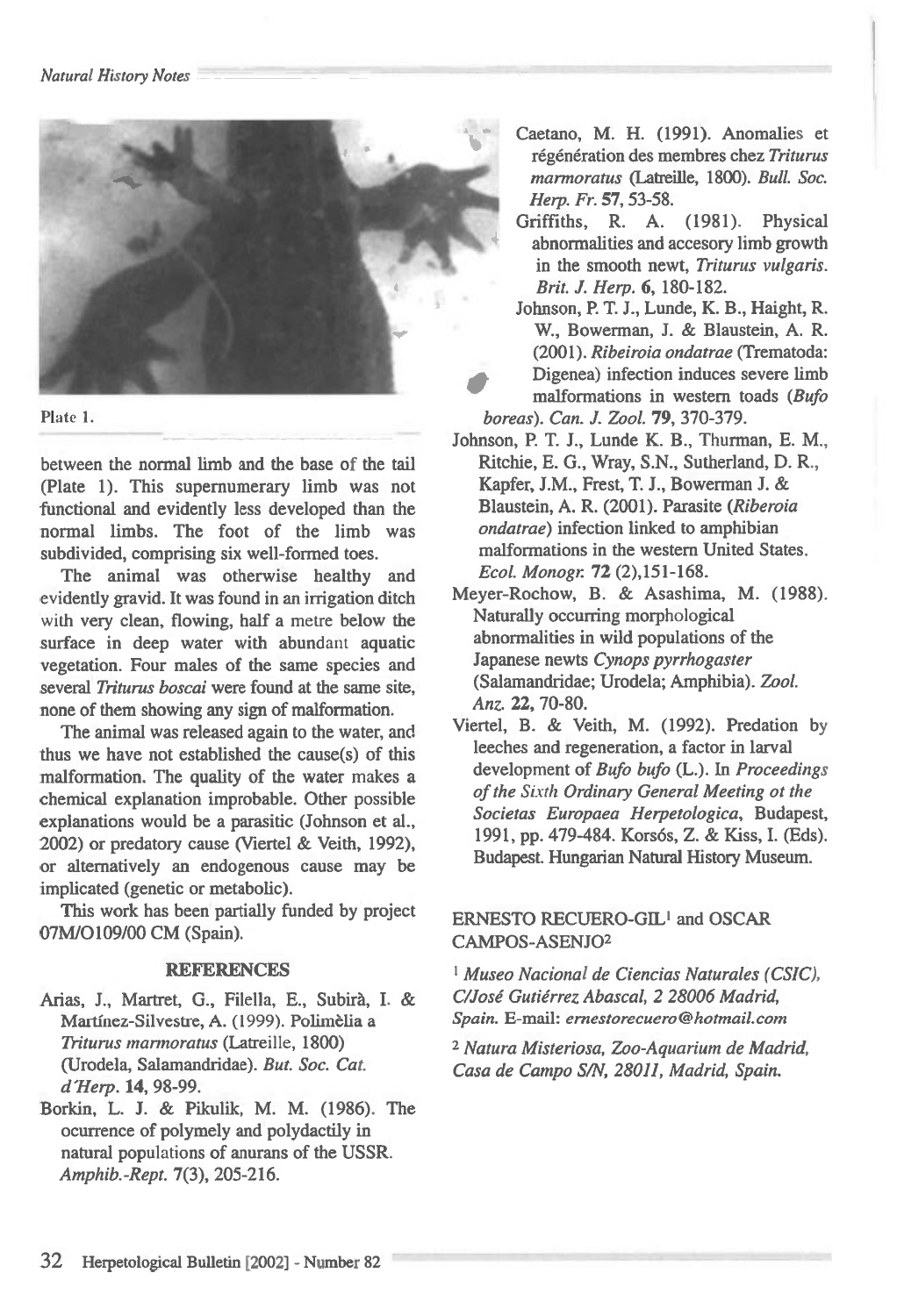Plate 1.

between the normal limb and the base of the tail (Plate 1). This supernumerary limb was not functional and evidently less developed than the normal limbs. The foot of the limb was subdivided, comprising six well-formed toes.

The animal was otherwise healthy and evidently gravid. It was found in an irrigation ditch with very clean, flowing, half a metre below the surface in deep water with abundant aquatic vegetation. Four males of the same species and several *Triturus boscai* were found at the same site, none of them showing any sign of malformation.

The animal was released again to the water, and thus we have not established the cause(s) of this malformation. The quality of the water makes a chemical explanation improbable. Other possible explanations would be a parasitic (Johnson et al., 2002) or predatory cause (Viertel & Veith, 1992), or alternatively an endogenous cause may be implicated (genetic or metabolic).

This work has been partially funded by project 07M/O109/00 CM (Spain).

## REFERENCES

Arias, J., Martret, G., Filella, E., Subirà, I. & Martínez-Silvestre, A. (1999). Polimèlia a *Triturus marmoratus* (Latreille, 1800) (Urodela, Salamandridae). *But. Soc. Cat. d'Herp.* **14**, 98-99.

Borkin, L. J. & Pikulik, M. M. (1986). The ocurrence of polymely and polydactily in natural populations of anurans of the USSR. *Amphib.-Rept.* 7(3), 205-216.

Caetano, M. H. (1991). Anomalies et régénération des membres chez *Triturus marmoratus* (Latreille, 1800). *Bull. Soc. Herp. Fr.* **57**, 53-58.

Griffiths, R. A. (1981). Physical abnormalities and accesory limb growth in the smooth newt, *Triturus vulgaris*. *Brit. J. Herp.* **6**, 180-182.

Johnson, P. T. J., Lunde, K. B., Haight, R. W., Bowerman, J. & Blaustein, A. R. (2001). *Ribeiroia ondatrae* (Trematoda: Digenea) infection induces severe limb malformations in western toads (*Bufo boreas*). *Can. J. Zool.* **79**, 370-379.

Johnson, P. T. J., Lunde K. B., Thurman, E. M., Ritchie, E. G., Wray, S.N., Sutherland, D. R., Kapfer, J.M., Frest, T. J., Bowerman J. & Blaustein, A. R. (2001). Parasite (*Riberoia ondatrae*) infection linked to amphibian malformations in the western United States. *Ecol. Monogr.* **72** (2),151-168.

Meyer-Rochow, B. & Asashima, M. (1988). Naturally occurring morphological abnormalities in wild populations of the Japanese newts *Cynops pyrrhogaster* (Salamandridae; Urodela; Amphibia). *Zool. Anz.* **22**, 70-80.

Viertel, B. & Veith, M. (1992). Predation by leeches and regeneration, a factor in larval development of *Bufo bufo* (L.). In *Proceedings of the Sixth Ordinary General Meeting of the Societas Europaea Herpetologica*, Budapest, 1991, pp. 479-484. Korsós, Z. & Kiss, I. (Eds). Budapest. Hungarian Natural History Museum.

ERNESTO RECUERO-GIL[1] and OSCAR CAMPOS-ASENJO[2]

[1] *Museo Nacional de Ciencias Naturales (CSIC), C/José Gutiérrez Abascal, 2 28006 Madrid, Spain.* E-mail: *ernestorecuero@hotmail.com*

[2] *Natura Misteriosa, Zoo-Aquarium de Madrid, Casa de Campo S/N, 28011, Madrid, Spain.*